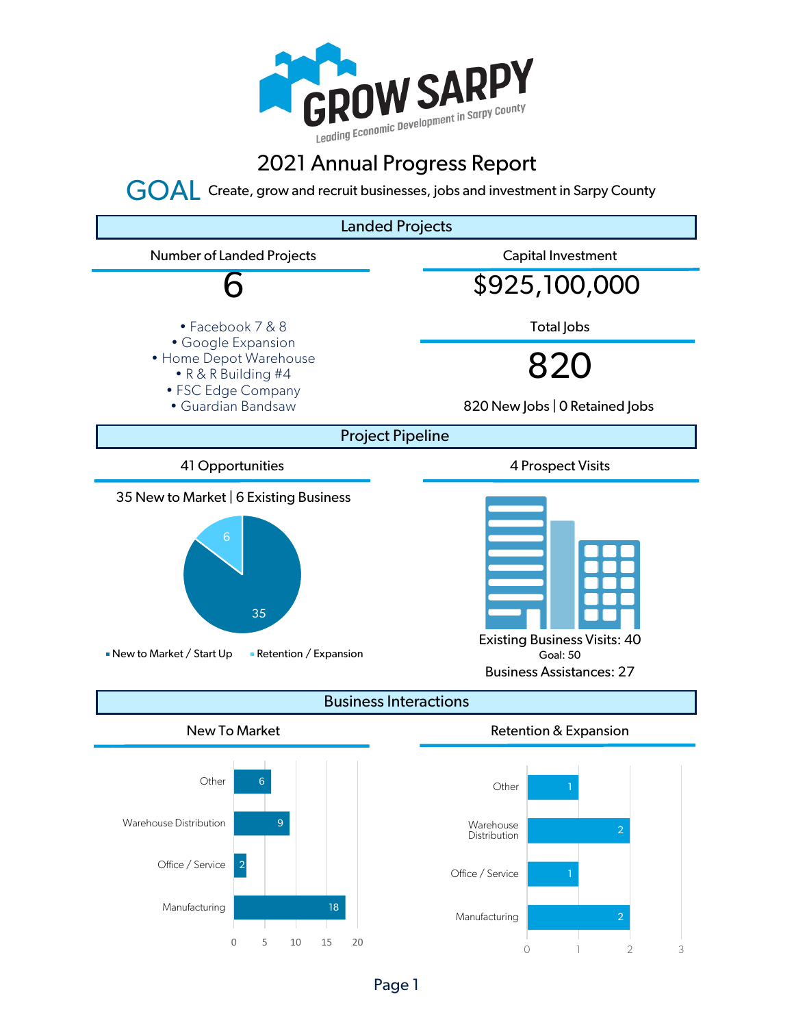# GROW SARPY

Leading Economic Development in Sarpy County

## 2021 Annual Progress Report

**GOAL** Create, grow and recruit businesses, jobs and investment in Sarpy County

## Landed Projects

### Number of Landed Projects

6

- Facebook 7 & 8
- Google Expansion
- Home Depot Warehouse
- R & R Building #4
- FSC Edge Company
- Guardian Bandsaw

### Capital Investment

$925,100,000

### Total Jobs

820

820 New Jobs | 0 Retained Jobs

## Project Pipeline

### 41 Opportunities

35 New to Market | 6 Existing Business

| Category | Count |
|---|---|
| New to Market / Start Up | 35 |
| Retention / Expansion | 6 |

### 4 Prospect Visits

Existing Business Visits: 40

Goal: 50

Business Assistances: 27

## Business Interactions

### New To Market

| Category | Count |
|---|---|
| Other | 6 |
| Warehouse Distribution | 9 |
| Office / Service | 2 |
| Manufacturing | 18 |

### Retention & Expansion

| Category | Count |
|---|---|
| Other | 1 |
| Warehouse Distribution | 2 |
| Office / Service | 1 |
| Manufacturing | 2 |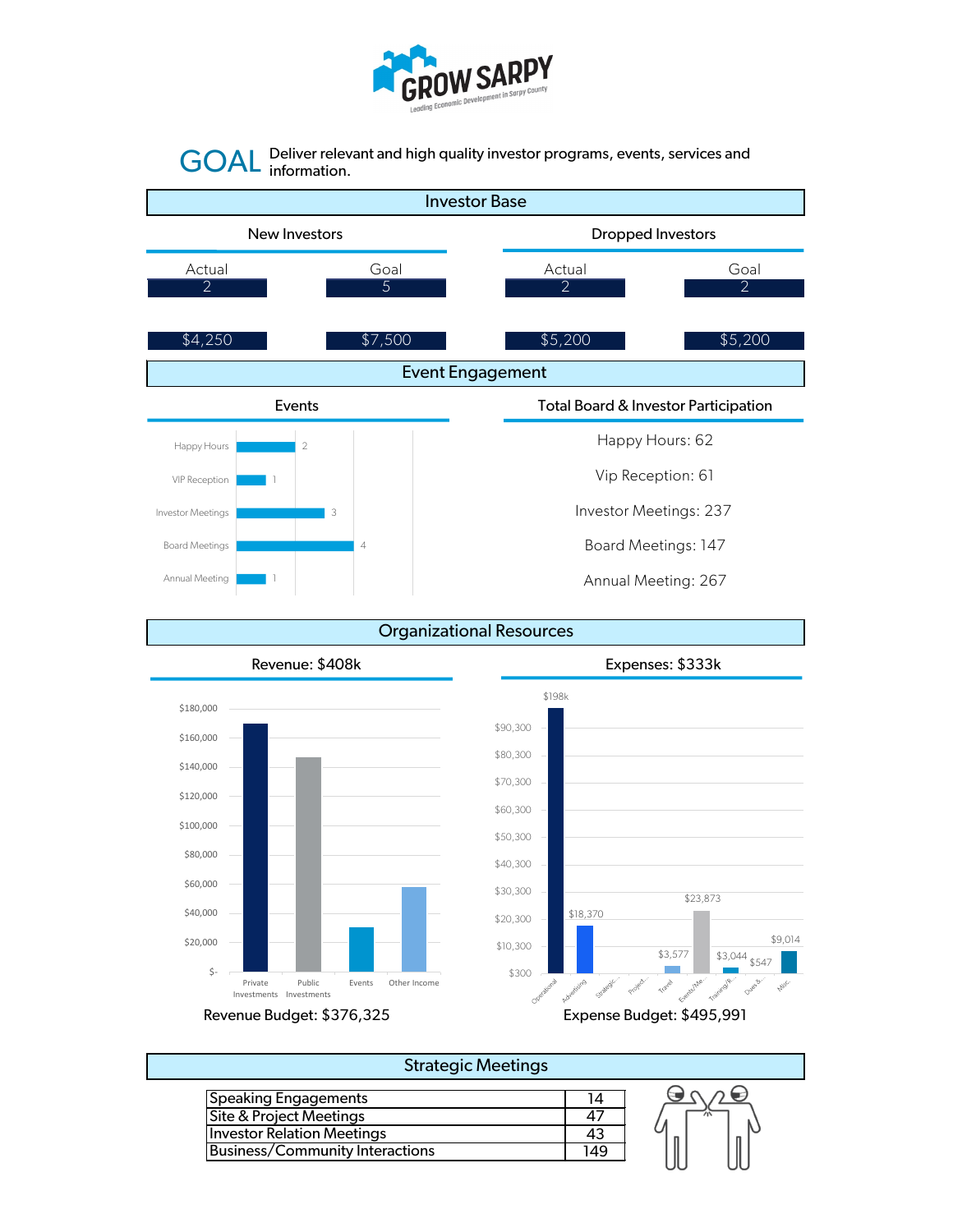GROW SARPY
Leading Economic Development in Sarpy County

**GOAL** Deliver relevant and high quality investor programs, events, services and information.

## Investor Base

| New Investors | | Dropped Investors | |
|---|---|---|---|
| Actual | Goal | Actual | Goal |
| 2 | 5 | 2 | 2 |
| $4,250 | $7,500 | $5,200 | $5,200 |

## Event Engagement

### Events

Happy Hours 2
VIP Reception 1
Investor Meetings 3
Board Meetings 4
Annual Meeting 1

### Total Board & Investor Participation

Happy Hours: 62

Vip Reception: 61

Investor Meetings: 237

Board Meetings: 147

Annual Meeting: 267

## Organizational Resources

### Revenue: $408k

$180,000
$160,000
$140,000
$120,000
$100,000
$80,000
$60,000
$40,000
$20,000
$-

Private Investments
Public Investments
Events
Other Income

Revenue Budget: $376,325

### Expenses: $333k

$198k
$90,300
$80,300
$70,300
$60,300
$50,300
$40,300
$30,300
$20,300
$10,300
$300

$18,370
$3,577
$23,873
$3,044
$547
$9,014

Operational
Advertising
Strategic...
Project...
Travel
Events/Me...
Training/R...
Dues &...
Misc.

Expense Budget: $495,991

## Strategic Meetings

| | |
|---|---|
| Speaking Engagements | 14 |
| Site & Project Meetings | 47 |
| Investor Relation Meetings | 43 |
| Business/Community Interactions | 149 |